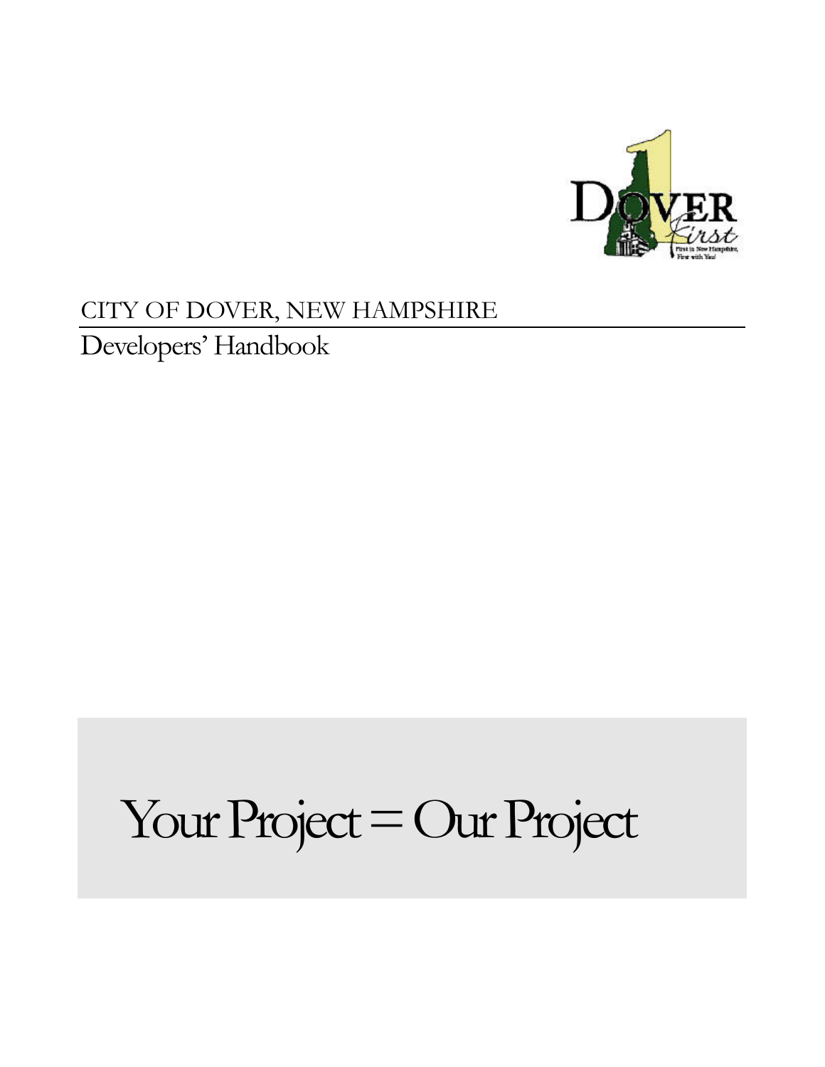# CITY OF DOVER, NEW HAMPSHIRE

## Developers' Handbook

# Your Project = Our Project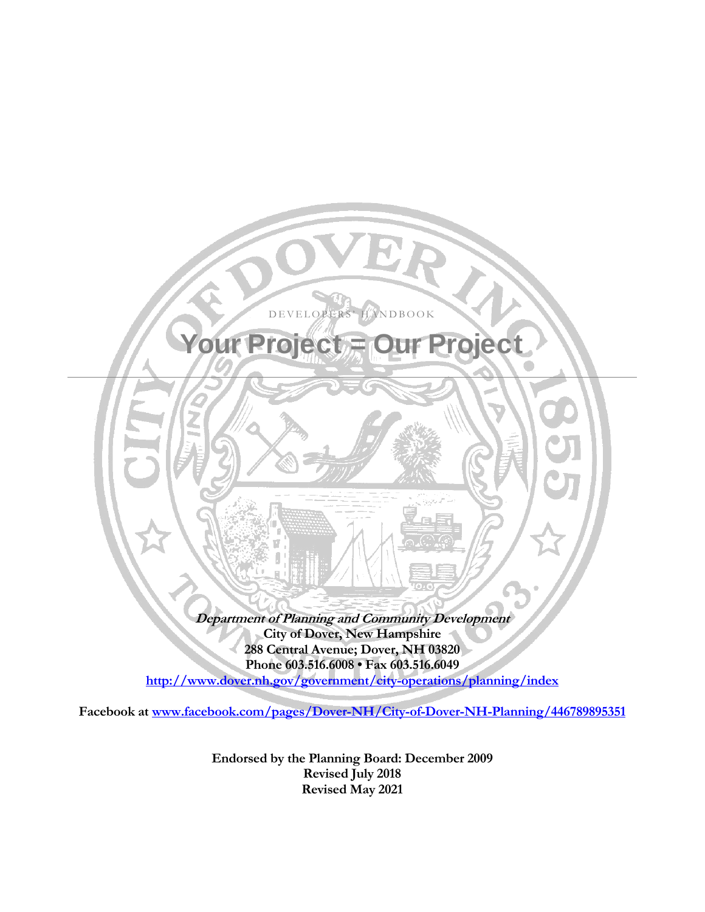DEVELOPERS' HANDBOOK

# Your Project = Our Project

---

***Department of Planning and Community Development***

**City of Dover, New Hampshire**

**288 Central Avenue; Dover, NH 03820**

**Phone 603.516.6008 • Fax 603.516.6049**

**http://www.dover.nh.gov/government/city-operations/planning/index**

**Facebook at www.facebook.com/pages/Dover-NH/City-of-Dover-NH-Planning/446789895351**

**Endorsed by the Planning Board: December 2009**

**Revised July 2018**

**Revised May 2021**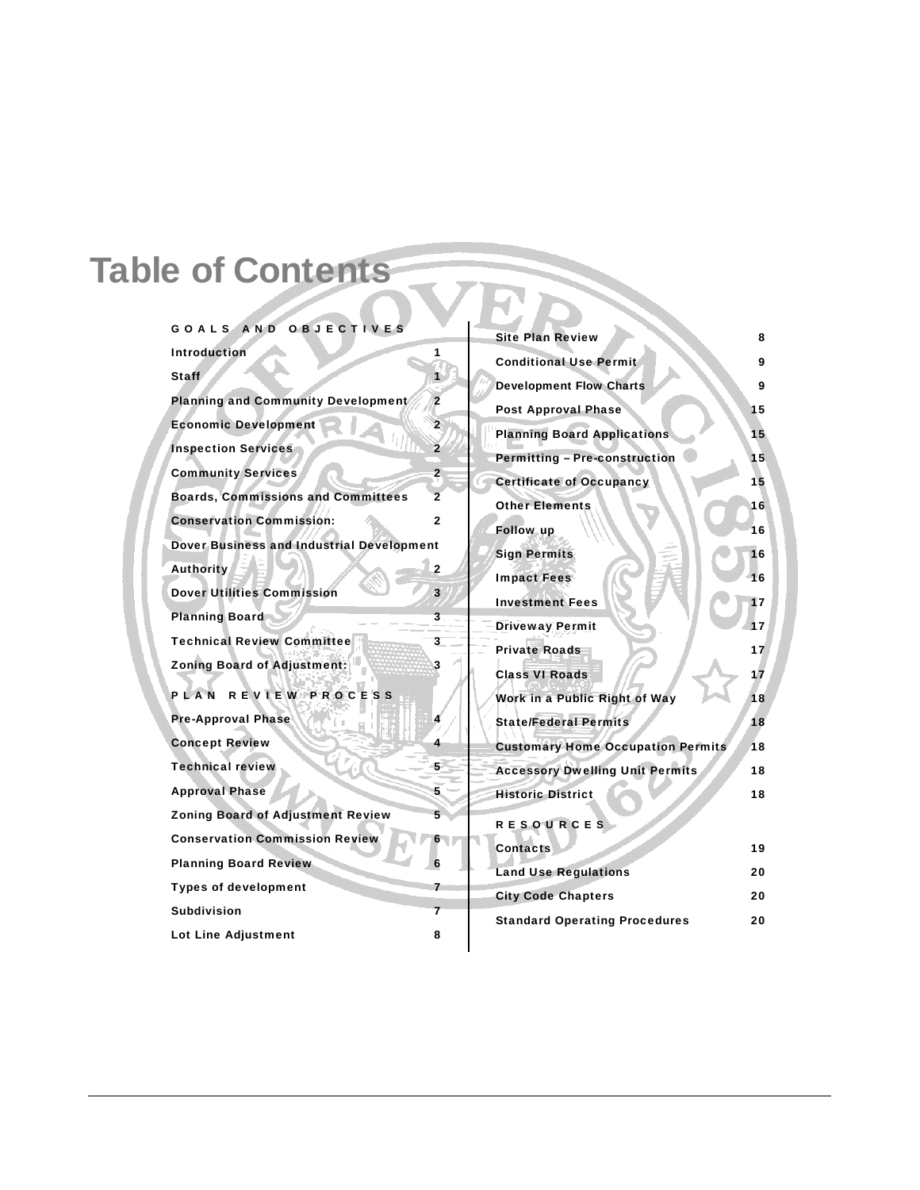# Table of Contents

| | |
|---|---|
| **GOALS AND OBJECTIVES** | |
| Introduction | 1 |
| Staff | 1 |
| Planning and Community Development | 2 |
| Economic Development | 2 |
| Inspection Services | 2 |
| Community Services | 2 |
| Boards, Commissions and Committees | 2 |
| Conservation Commission: | 2 |
| Dover Business and Industrial Development Authority | 2 |
| Dover Utilities Commission | 3 |
| Planning Board | 3 |
| Technical Review Committee | 3 |
| Zoning Board of Adjustment: | 3 |
| **PLAN REVIEW PROCESS** | |
| Pre-Approval Phase | 4 |
| Concept Review | 4 |
| Technical review | 5 |
| Approval Phase | 5 |
| Zoning Board of Adjustment Review | 5 |
| Conservation Commission Review | 6 |
| Planning Board Review | 6 |
| Types of development | 7 |
| Subdivision | 7 |
| Lot Line Adjustment | 8 |
| Site Plan Review | 8 |
| Conditional Use Permit | 9 |
| Development Flow Charts | 9 |
| Post Approval Phase | 15 |
| Planning Board Applications | 15 |
| Permitting – Pre-construction | 15 |
| Certificate of Occupancy | 15 |
| Other Elements | 16 |
| Follow up | 16 |
| Sign Permits | 16 |
| Impact Fees | 16 |
| Investment Fees | 17 |
| Driveway Permit | 17 |
| Private Roads | 17 |
| Class VI Roads | 17 |
| Work in a Public Right of Way | 18 |
| State/Federal Permits | 18 |
| Customary Home Occupation Permits | 18 |
| Accessory Dwelling Unit Permits | 18 |
| Historic District | 18 |
| **RESOURCES** | |
| Contacts | 19 |
| Land Use Regulations | 20 |
| City Code Chapters | 20 |
| Standard Operating Procedures | 20 |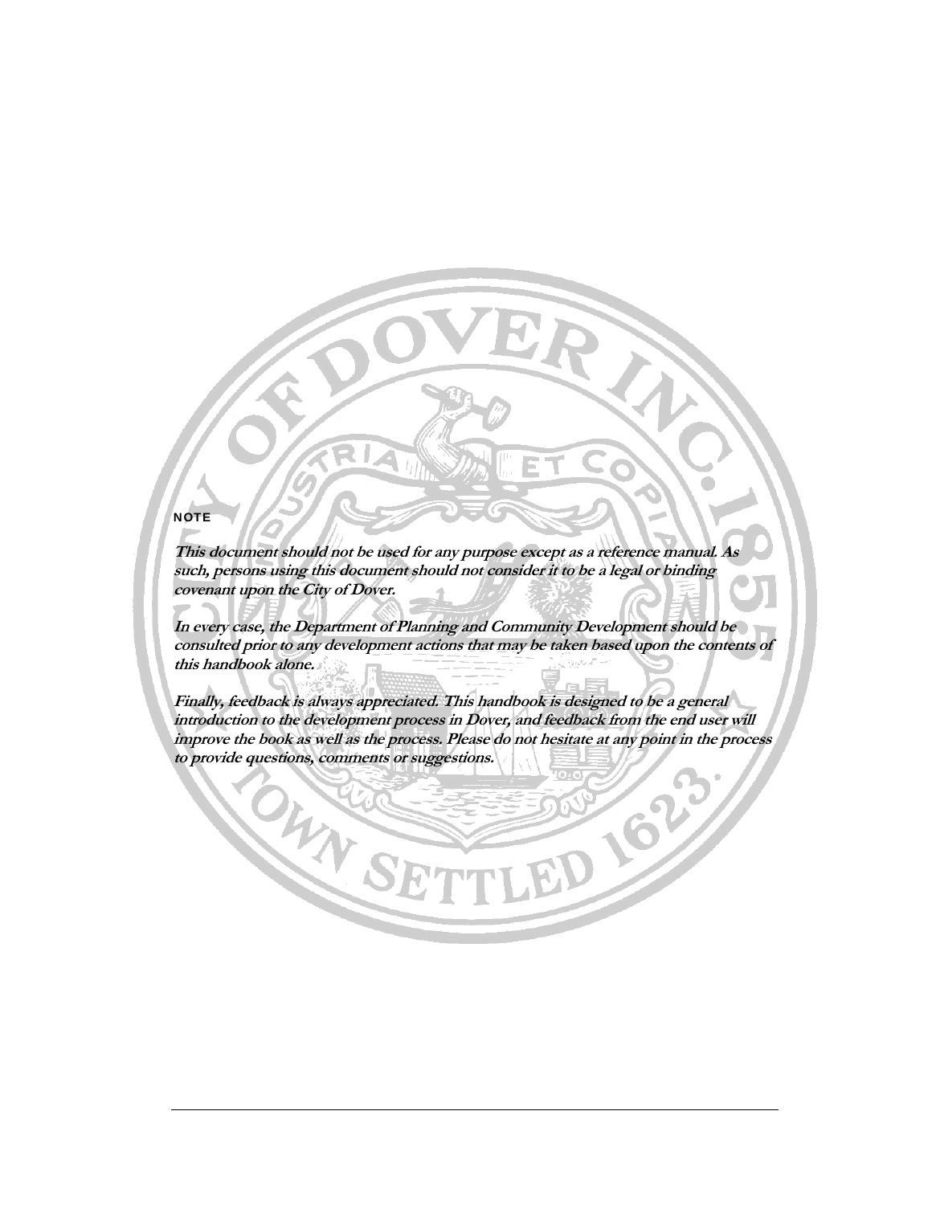**NOTE**

***This document should not be used for any purpose except as a reference manual. As such, persons using this document should not consider it to be a legal or binding covenant upon the City of Dover.***

***In every case, the Department of Planning and Community Development should be consulted prior to any development actions that may be taken based upon the contents of this handbook alone.***

***Finally, feedback is always appreciated. This handbook is designed to be a general introduction to the development process in Dover, and feedback from the end user will improve the book as well as the process. Please do not hesitate at any point in the process to provide questions, comments or suggestions.***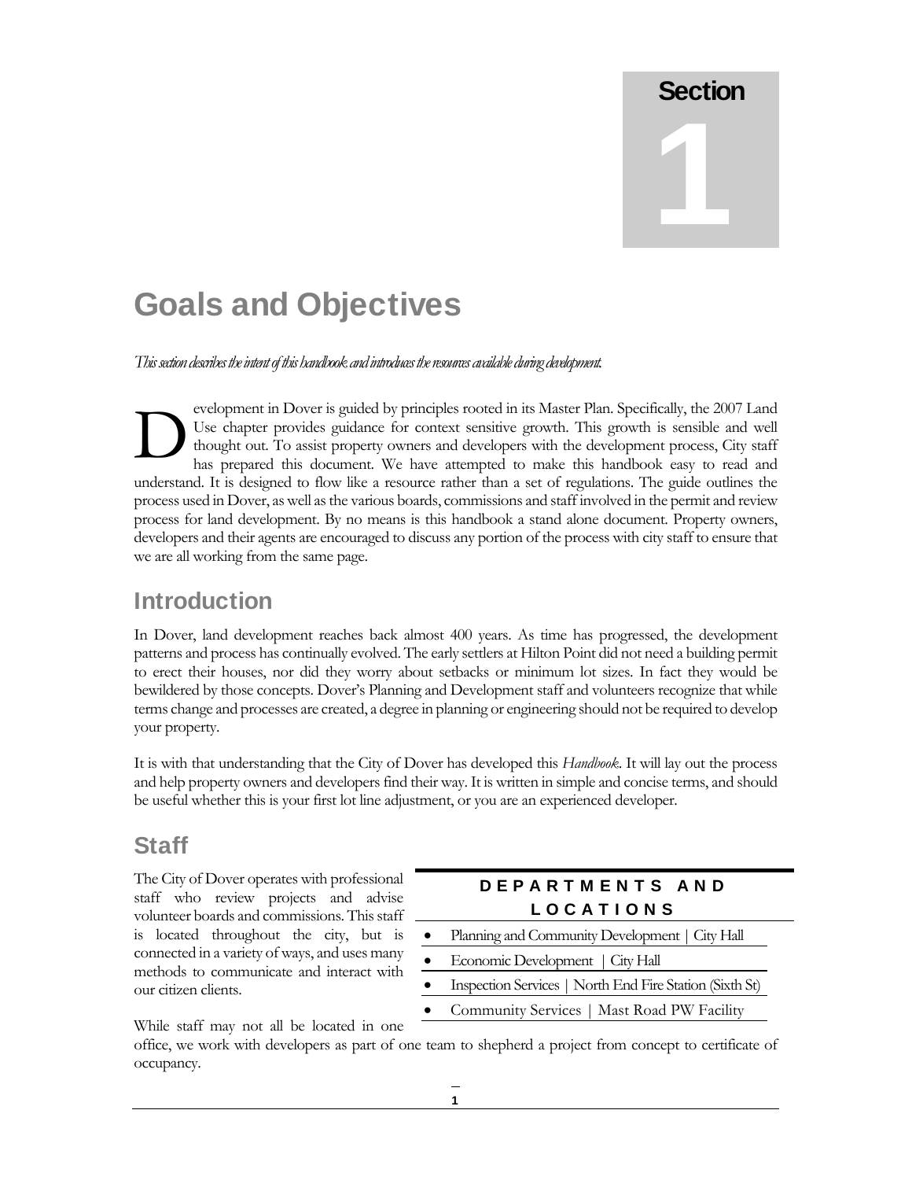# Section 1

# Goals and Objectives

*This section describes the intent of this handbook and introduces the resources available during development.*

Development in Dover is guided by principles rooted in its Master Plan. Specifically, the 2007 Land Use chapter provides guidance for context sensitive growth. This growth is sensible and well thought out. To assist property owners and developers with the development process, City staff has prepared this document. We have attempted to make this handbook easy to read and understand. It is designed to flow like a resource rather than a set of regulations. The guide outlines the process used in Dover, as well as the various boards, commissions and staff involved in the permit and review process for land development. By no means is this handbook a stand alone document. Property owners, developers and their agents are encouraged to discuss any portion of the process with city staff to ensure that we are all working from the same page.

## Introduction

In Dover, land development reaches back almost 400 years. As time has progressed, the development patterns and process has continually evolved. The early settlers at Hilton Point did not need a building permit to erect their houses, nor did they worry about setbacks or minimum lot sizes. In fact they would be bewildered by those concepts. Dover's Planning and Development staff and volunteers recognize that while terms change and processes are created, a degree in planning or engineering should not be required to develop your property.

It is with that understanding that the City of Dover has developed this *Handbook*. It will lay out the process and help property owners and developers find their way. It is written in simple and concise terms, and should be useful whether this is your first lot line adjustment, or you are an experienced developer.

## Staff

The City of Dover operates with professional staff who review projects and advise volunteer boards and commissions. This staff is located throughout the city, but is connected in a variety of ways, and uses many methods to communicate and interact with our citizen clients.

**DEPARTMENTS AND LOCATIONS**

- Planning and Community Development | City Hall
- Economic Development | City Hall
- Inspection Services | North End Fire Station (Sixth St)
- Community Services | Mast Road PW Facility

While staff may not all be located in one office, we work with developers as part of one team to shepherd a project from concept to certificate of occupancy.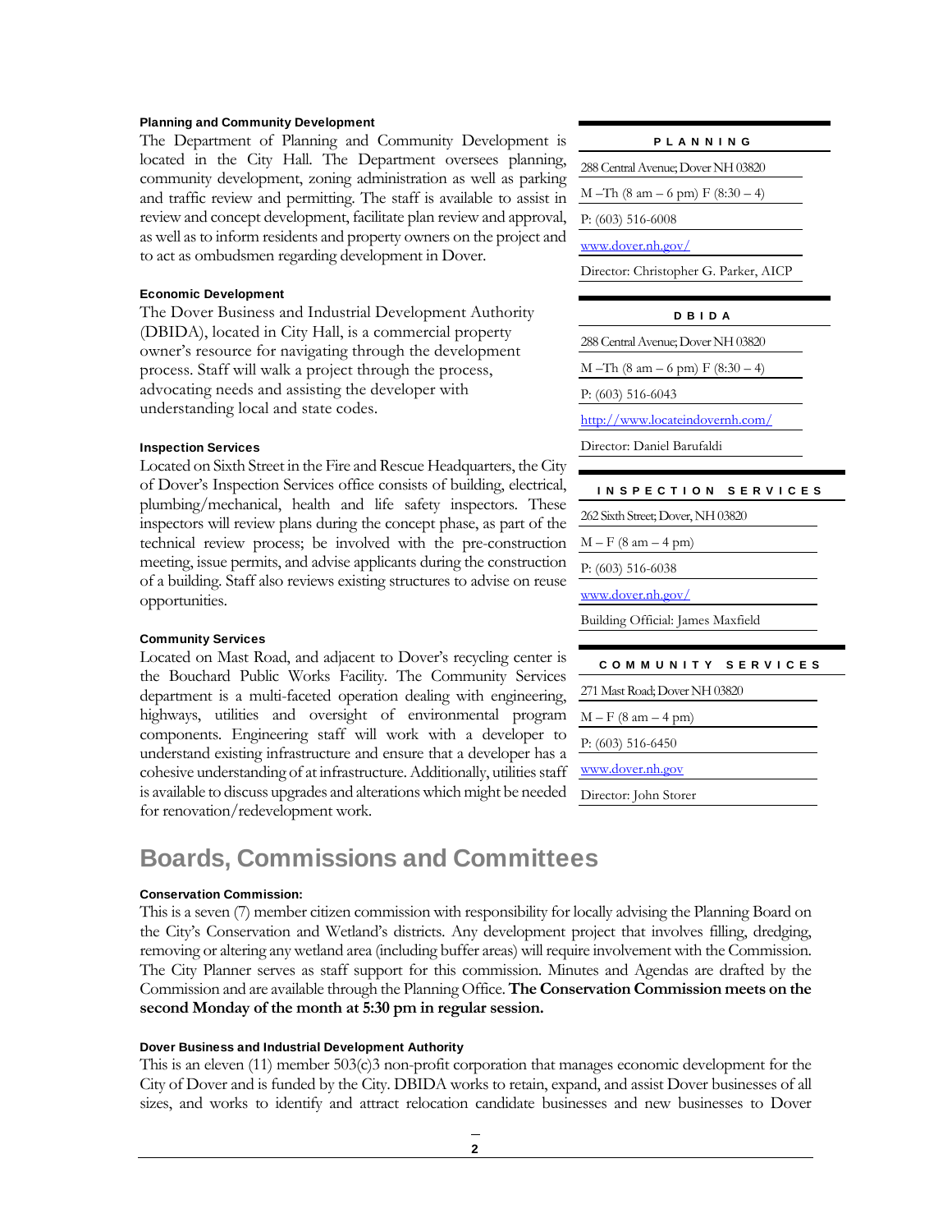### Planning and Community Development

The Department of Planning and Community Development is located in the City Hall. The Department oversees planning, community development, zoning administration as well as parking and traffic review and permitting. The staff is available to assist in review and concept development, facilitate plan review and approval, as well as to inform residents and property owners on the project and to act as ombudsmen regarding development in Dover.

| PLANNING |
|---|
| 288 Central Avenue; Dover NH 03820 |
| M –Th (8 am – 6 pm) F (8:30 – 4) |
| P: (603) 516-6008 |
| www.dover.nh.gov/ |
| Director: Christopher G. Parker, AICP |

### Economic Development

The Dover Business and Industrial Development Authority (DBIDA), located in City Hall, is a commercial property owner's resource for navigating through the development process. Staff will walk a project through the process, advocating needs and assisting the developer with understanding local and state codes.

| DBIDA |
|---|
| 288 Central Avenue; Dover NH 03820 |
| M –Th (8 am – 6 pm) F (8:30 – 4) |
| P: (603) 516-6043 |
| http://www.locateindovernh.com/ |
| Director: Daniel Barufaldi |

### Inspection Services

Located on Sixth Street in the Fire and Rescue Headquarters, the City of Dover's Inspection Services office consists of building, electrical, plumbing/mechanical, health and life safety inspectors. These inspectors will review plans during the concept phase, as part of the technical review process; be involved with the pre-construction meeting, issue permits, and advise applicants during the construction of a building. Staff also reviews existing structures to advise on reuse opportunities.

| INSPECTION SERVICES |
|---|
| 262 Sixth Street; Dover, NH 03820 |
| M – F (8 am – 4 pm) |
| P: (603) 516-6038 |
| www.dover.nh.gov/ |
| Building Official: James Maxfield |

### Community Services

Located on Mast Road, and adjacent to Dover's recycling center is the Bouchard Public Works Facility. The Community Services department is a multi-faceted operation dealing with engineering, highways, utilities and oversight of environmental program components. Engineering staff will work with a developer to understand existing infrastructure and ensure that a developer has a cohesive understanding of at infrastructure. Additionally, utilities staff is available to discuss upgrades and alterations which might be needed for renovation/redevelopment work.

| COMMUNITY SERVICES |
|---|
| 271 Mast Road; Dover NH 03820 |
| M – F (8 am – 4 pm) |
| P: (603) 516-6450 |
| www.dover.nh.gov |
| Director: John Storer |

## Boards, Commissions and Committees

### Conservation Commission:

This is a seven (7) member citizen commission with responsibility for locally advising the Planning Board on the City's Conservation and Wetland's districts. Any development project that involves filling, dredging, removing or altering any wetland area (including buffer areas) will require involvement with the Commission. The City Planner serves as staff support for this commission. Minutes and Agendas are drafted by the Commission and are available through the Planning Office. **The Conservation Commission meets on the second Monday of the month at 5:30 pm in regular session.**

### Dover Business and Industrial Development Authority

This is an eleven (11) member 503(c)3 non-profit corporation that manages economic development for the City of Dover and is funded by the City. DBIDA works to retain, expand, and assist Dover businesses of all sizes, and works to identify and attract relocation candidate businesses and new businesses to Dover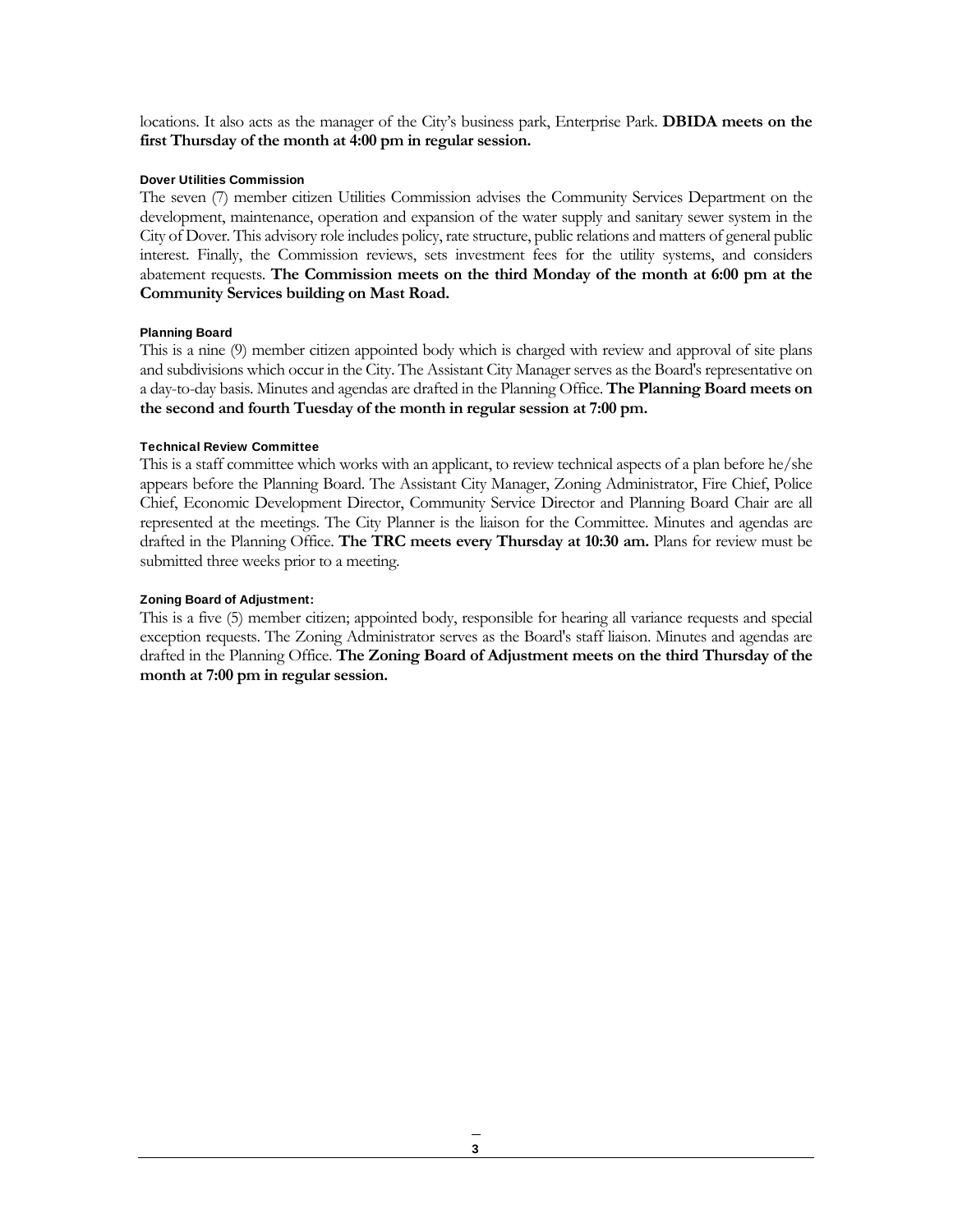locations. It also acts as the manager of the City's business park, Enterprise Park. **DBIDA meets on the first Thursday of the month at 4:00 pm in regular session.**

#### Dover Utilities Commission

The seven (7) member citizen Utilities Commission advises the Community Services Department on the development, maintenance, operation and expansion of the water supply and sanitary sewer system in the City of Dover. This advisory role includes policy, rate structure, public relations and matters of general public interest. Finally, the Commission reviews, sets investment fees for the utility systems, and considers abatement requests. **The Commission meets on the third Monday of the month at 6:00 pm at the Community Services building on Mast Road.**

#### Planning Board

This is a nine (9) member citizen appointed body which is charged with review and approval of site plans and subdivisions which occur in the City. The Assistant City Manager serves as the Board's representative on a day-to-day basis. Minutes and agendas are drafted in the Planning Office. **The Planning Board meets on the second and fourth Tuesday of the month in regular session at 7:00 pm.**

#### Technical Review Committee

This is a staff committee which works with an applicant, to review technical aspects of a plan before he/she appears before the Planning Board. The Assistant City Manager, Zoning Administrator, Fire Chief, Police Chief, Economic Development Director, Community Service Director and Planning Board Chair are all represented at the meetings. The City Planner is the liaison for the Committee. Minutes and agendas are drafted in the Planning Office. **The TRC meets every Thursday at 10:30 am.** Plans for review must be submitted three weeks prior to a meeting.

#### Zoning Board of Adjustment:

This is a five (5) member citizen; appointed body, responsible for hearing all variance requests and special exception requests. The Zoning Administrator serves as the Board's staff liaison. Minutes and agendas are drafted in the Planning Office. **The Zoning Board of Adjustment meets on the third Thursday of the month at 7:00 pm in regular session.**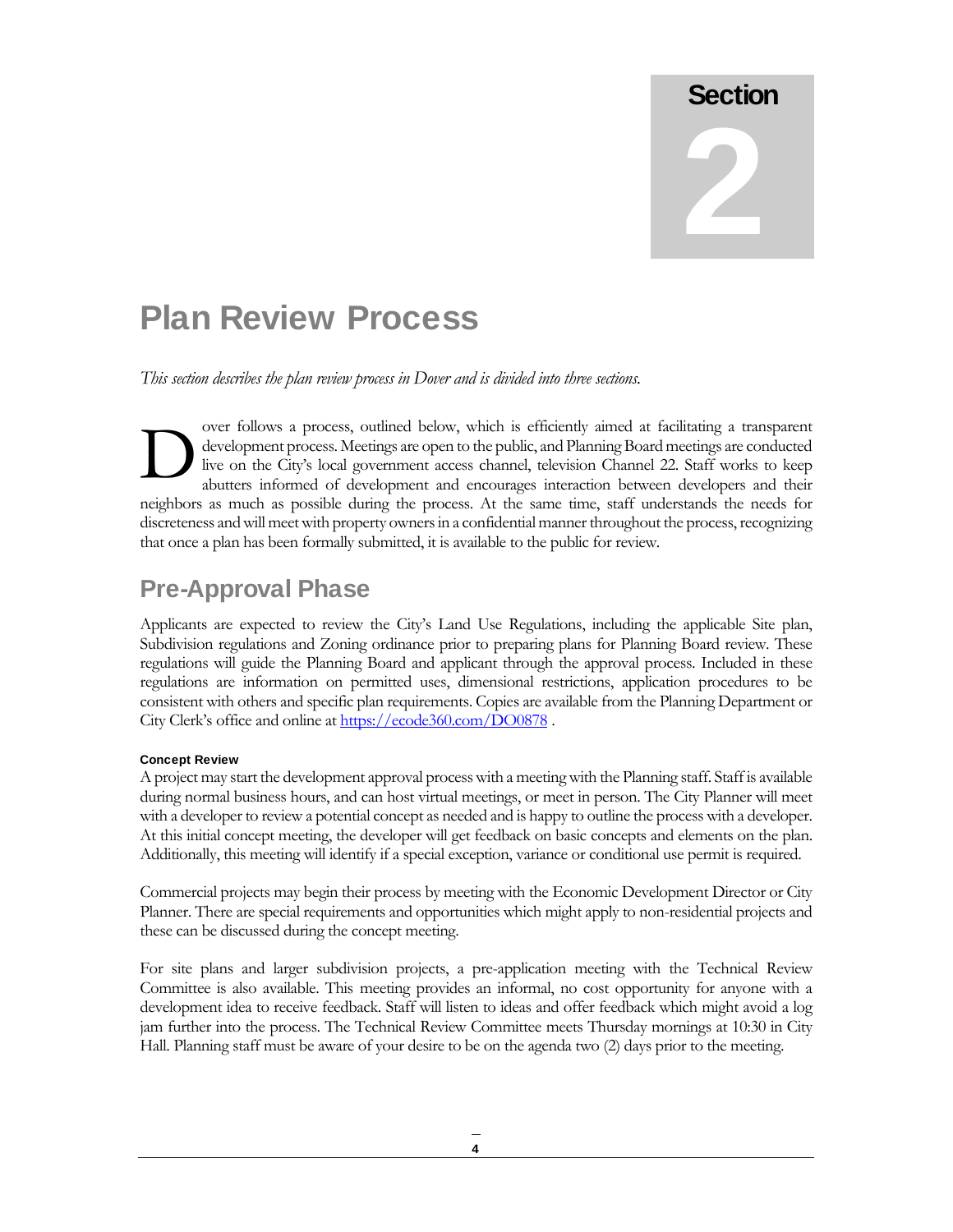# Section 2

# Plan Review Process

*This section describes the plan review process in Dover and is divided into three sections.*

Dover follows a process, outlined below, which is efficiently aimed at facilitating a transparent development process. Meetings are open to the public, and Planning Board meetings are conducted live on the City's local government access channel, television Channel 22. Staff works to keep abutters informed of development and encourages interaction between developers and their neighbors as much as possible during the process. At the same time, staff understands the needs for discreteness and will meet with property owners in a confidential manner throughout the process, recognizing that once a plan has been formally submitted, it is available to the public for review.

## Pre-Approval Phase

Applicants are expected to review the City's Land Use Regulations, including the applicable Site plan, Subdivision regulations and Zoning ordinance prior to preparing plans for Planning Board review. These regulations will guide the Planning Board and applicant through the approval process. Included in these regulations are information on permitted uses, dimensional restrictions, application procedures to be consistent with others and specific plan requirements. Copies are available from the Planning Department or City Clerk's office and online at https://ecode360.com/DO0878 .

#### Concept Review

A project may start the development approval process with a meeting with the Planning staff. Staff is available during normal business hours, and can host virtual meetings, or meet in person. The City Planner will meet with a developer to review a potential concept as needed and is happy to outline the process with a developer. At this initial concept meeting, the developer will get feedback on basic concepts and elements on the plan. Additionally, this meeting will identify if a special exception, variance or conditional use permit is required.

Commercial projects may begin their process by meeting with the Economic Development Director or City Planner. There are special requirements and opportunities which might apply to non-residential projects and these can be discussed during the concept meeting.

For site plans and larger subdivision projects, a pre-application meeting with the Technical Review Committee is also available. This meeting provides an informal, no cost opportunity for anyone with a development idea to receive feedback. Staff will listen to ideas and offer feedback which might avoid a log jam further into the process. The Technical Review Committee meets Thursday mornings at 10:30 in City Hall. Planning staff must be aware of your desire to be on the agenda two (2) days prior to the meeting.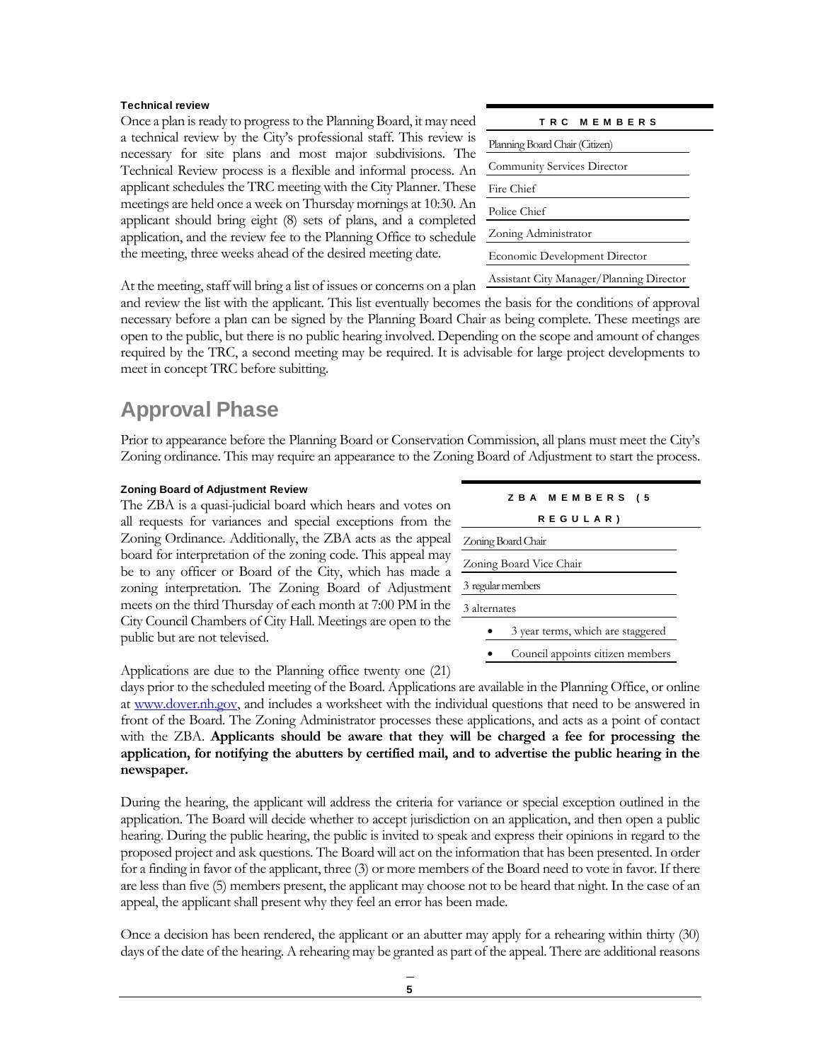#### Technical review

Once a plan is ready to progress to the Planning Board, it may need a technical review by the City's professional staff. This review is necessary for site plans and most major subdivisions. The Technical Review process is a flexible and informal process. An applicant schedules the TRC meeting with the City Planner. These meetings are held once a week on Thursday mornings at 10:30. An applicant should bring eight (8) sets of plans, and a completed application, and the review fee to the Planning Office to schedule the meeting, three weeks ahead of the desired meeting date.

| TRC MEMBERS |
|---|
| Planning Board Chair (Citizen) |
| Community Services Director |
| Fire Chief |
| Police Chief |
| Zoning Administrator |
| Economic Development Director |
| Assistant City Manager/Planning Director |

At the meeting, staff will bring a list of issues or concerns on a plan and review the list with the applicant. This list eventually becomes the basis for the conditions of approval necessary before a plan can be signed by the Planning Board Chair as being complete. These meetings are open to the public, but there is no public hearing involved. Depending on the scope and amount of changes required by the TRC, a second meeting may be required. It is advisable for large project developments to meet in concept TRC before subitting.

## Approval Phase

Prior to appearance before the Planning Board or Conservation Commission, all plans must meet the City's Zoning ordinance. This may require an appearance to the Zoning Board of Adjustment to start the process.

#### Zoning Board of Adjustment Review

The ZBA is a quasi-judicial board which hears and votes on all requests for variances and special exceptions from the Zoning Ordinance. Additionally, the ZBA acts as the appeal board for interpretation of the zoning code. This appeal may be to any officer or Board of the City, which has made a zoning interpretation. The Zoning Board of Adjustment meets on the third Thursday of each month at 7:00 PM in the City Council Chambers of City Hall. Meetings are open to the public but are not televised.

| ZBA MEMBERS (5 REGULAR) |
|---|
| Zoning Board Chair |
| Zoning Board Vice Chair |
| 3 regular members |
| 3 alternates |

- 3 year terms, which are staggered
- Council appoints citizen members

Applications are due to the Planning office twenty one (21) days prior to the scheduled meeting of the Board. Applications are available in the Planning Office, or online at www.dover.nh.gov, and includes a worksheet with the individual questions that need to be answered in front of the Board. The Zoning Administrator processes these applications, and acts as a point of contact with the ZBA. **Applicants should be aware that they will be charged a fee for processing the application, for notifying the abutters by certified mail, and to advertise the public hearing in the newspaper.**

During the hearing, the applicant will address the criteria for variance or special exception outlined in the application. The Board will decide whether to accept jurisdiction on an application, and then open a public hearing. During the public hearing, the public is invited to speak and express their opinions in regard to the proposed project and ask questions. The Board will act on the information that has been presented. In order for a finding in favor of the applicant, three (3) or more members of the Board need to vote in favor. If there are less than five (5) members present, the applicant may choose not to be heard that night. In the case of an appeal, the applicant shall present why they feel an error has been made.

Once a decision has been rendered, the applicant or an abutter may apply for a rehearing within thirty (30) days of the date of the hearing. A rehearing may be granted as part of the appeal. There are additional reasons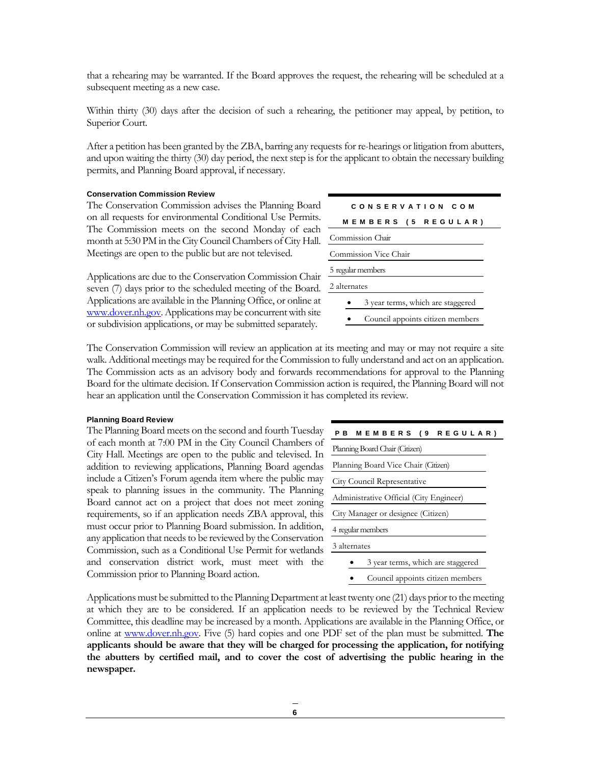that a rehearing may be warranted. If the Board approves the request, the rehearing will be scheduled at a subsequent meeting as a new case.

Within thirty (30) days after the decision of such a rehearing, the petitioner may appeal, by petition, to Superior Court.

After a petition has been granted by the ZBA, barring any requests for re-hearings or litigation from abutters, and upon waiting the thirty (30) day period, the next step is for the applicant to obtain the necessary building permits, and Planning Board approval, if necessary.

#### Conservation Commission Review

The Conservation Commission advises the Planning Board on all requests for environmental Conditional Use Permits. The Commission meets on the second Monday of each month at 5:30 PM in the City Council Chambers of City Hall. Meetings are open to the public but are not televised.

Applications are due to the Conservation Commission Chair seven (7) days prior to the scheduled meeting of the Board. Applications are available in the Planning Office, or online at www.dover.nh.gov. Applications may be concurrent with site or subdivision applications, or may be submitted separately.

| CONSERVATION COMMEMBERS (5 REGULAR) |
|---|
| Commission Chair |
| Commission Vice Chair |
| 5 regular members |
| 2 alternates |
| • 3 year terms, which are staggered |
| • Council appoints citizen members |

The Conservation Commission will review an application at its meeting and may or may not require a site walk. Additional meetings may be required for the Commission to fully understand and act on an application. The Commission acts as an advisory body and forwards recommendations for approval to the Planning Board for the ultimate decision. If Conservation Commission action is required, the Planning Board will not hear an application until the Conservation Commission it has completed its review.

#### Planning Board Review

The Planning Board meets on the second and fourth Tuesday of each month at 7:00 PM in the City Council Chambers of City Hall. Meetings are open to the public and televised. In addition to reviewing applications, Planning Board agendas include a Citizen's Forum agenda item where the public may speak to planning issues in the community. The Planning Board cannot act on a project that does not meet zoning requirements, so if an application needs ZBA approval, this must occur prior to Planning Board submission. In addition, any application that needs to be reviewed by the Conservation Commission, such as a Conditional Use Permit for wetlands and conservation district work, must meet with the Commission prior to Planning Board action.

| PB MEMBERS (9 REGULAR) |
|---|
| Planning Board Chair (Citizen) |
| Planning Board Vice Chair (Citizen) |
| City Council Representative |
| Administrative Official (City Engineer) |
| City Manager or designee (Citizen) |
| 4 regular members |
| 3 alternates |
| • 3 year terms, which are staggered |
| • Council appoints citizen members |

Applications must be submitted to the Planning Department at least twenty one (21) days prior to the meeting at which they are to be considered. If an application needs to be reviewed by the Technical Review Committee, this deadline may be increased by a month. Applications are available in the Planning Office, or online at www.dover.nh.gov. Five (5) hard copies and one PDF set of the plan must be submitted. **The applicants should be aware that they will be charged for processing the application, for notifying the abutters by certified mail, and to cover the cost of advertising the public hearing in the newspaper.**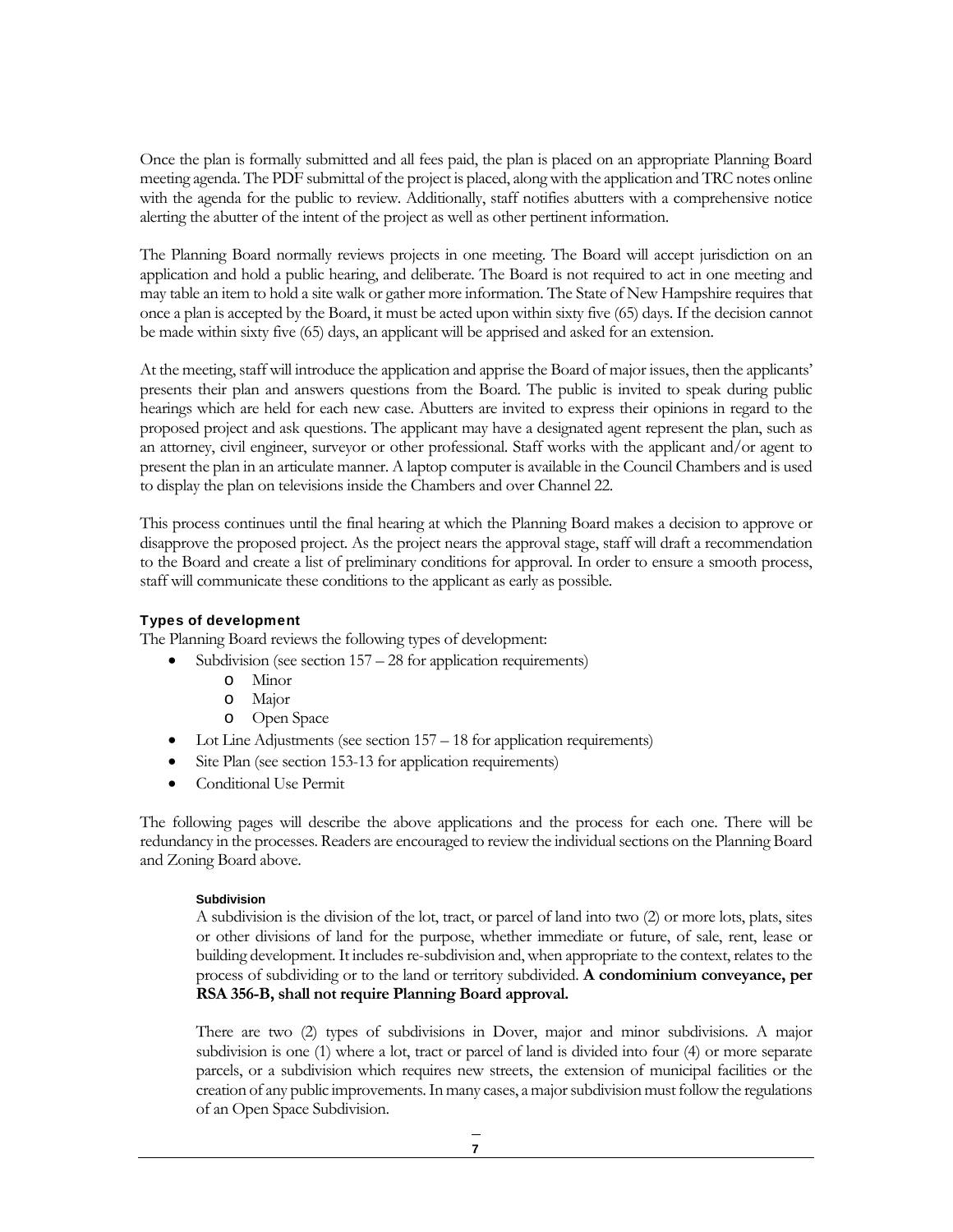Once the plan is formally submitted and all fees paid, the plan is placed on an appropriate Planning Board meeting agenda. The PDF submittal of the project is placed, along with the application and TRC notes online with the agenda for the public to review. Additionally, staff notifies abutters with a comprehensive notice alerting the abutter of the intent of the project as well as other pertinent information.

The Planning Board normally reviews projects in one meeting. The Board will accept jurisdiction on an application and hold a public hearing, and deliberate. The Board is not required to act in one meeting and may table an item to hold a site walk or gather more information. The State of New Hampshire requires that once a plan is accepted by the Board, it must be acted upon within sixty five (65) days. If the decision cannot be made within sixty five (65) days, an applicant will be apprised and asked for an extension.

At the meeting, staff will introduce the application and apprise the Board of major issues, then the applicants' presents their plan and answers questions from the Board. The public is invited to speak during public hearings which are held for each new case. Abutters are invited to express their opinions in regard to the proposed project and ask questions. The applicant may have a designated agent represent the plan, such as an attorney, civil engineer, surveyor or other professional. Staff works with the applicant and/or agent to present the plan in an articulate manner. A laptop computer is available in the Council Chambers and is used to display the plan on televisions inside the Chambers and over Channel 22.

This process continues until the final hearing at which the Planning Board makes a decision to approve or disapprove the proposed project. As the project nears the approval stage, staff will draft a recommendation to the Board and create a list of preliminary conditions for approval. In order to ensure a smooth process, staff will communicate these conditions to the applicant as early as possible.

#### Types of development

The Planning Board reviews the following types of development:

- Subdivision (see section 157 – 28 for application requirements)
  - Minor
  - Major
  - Open Space
- Lot Line Adjustments (see section 157 – 18 for application requirements)
- Site Plan (see section 153-13 for application requirements)
- Conditional Use Permit

The following pages will describe the above applications and the process for each one. There will be redundancy in the processes. Readers are encouraged to review the individual sections on the Planning Board and Zoning Board above.

##### Subdivision

A subdivision is the division of the lot, tract, or parcel of land into two (2) or more lots, plats, sites or other divisions of land for the purpose, whether immediate or future, of sale, rent, lease or building development. It includes re-subdivision and, when appropriate to the context, relates to the process of subdividing or to the land or territory subdivided. **A condominium conveyance, per RSA 356-B, shall not require Planning Board approval.**

There are two (2) types of subdivisions in Dover, major and minor subdivisions. A major subdivision is one (1) where a lot, tract or parcel of land is divided into four (4) or more separate parcels, or a subdivision which requires new streets, the extension of municipal facilities or the creation of any public improvements. In many cases, a major subdivision must follow the regulations of an Open Space Subdivision.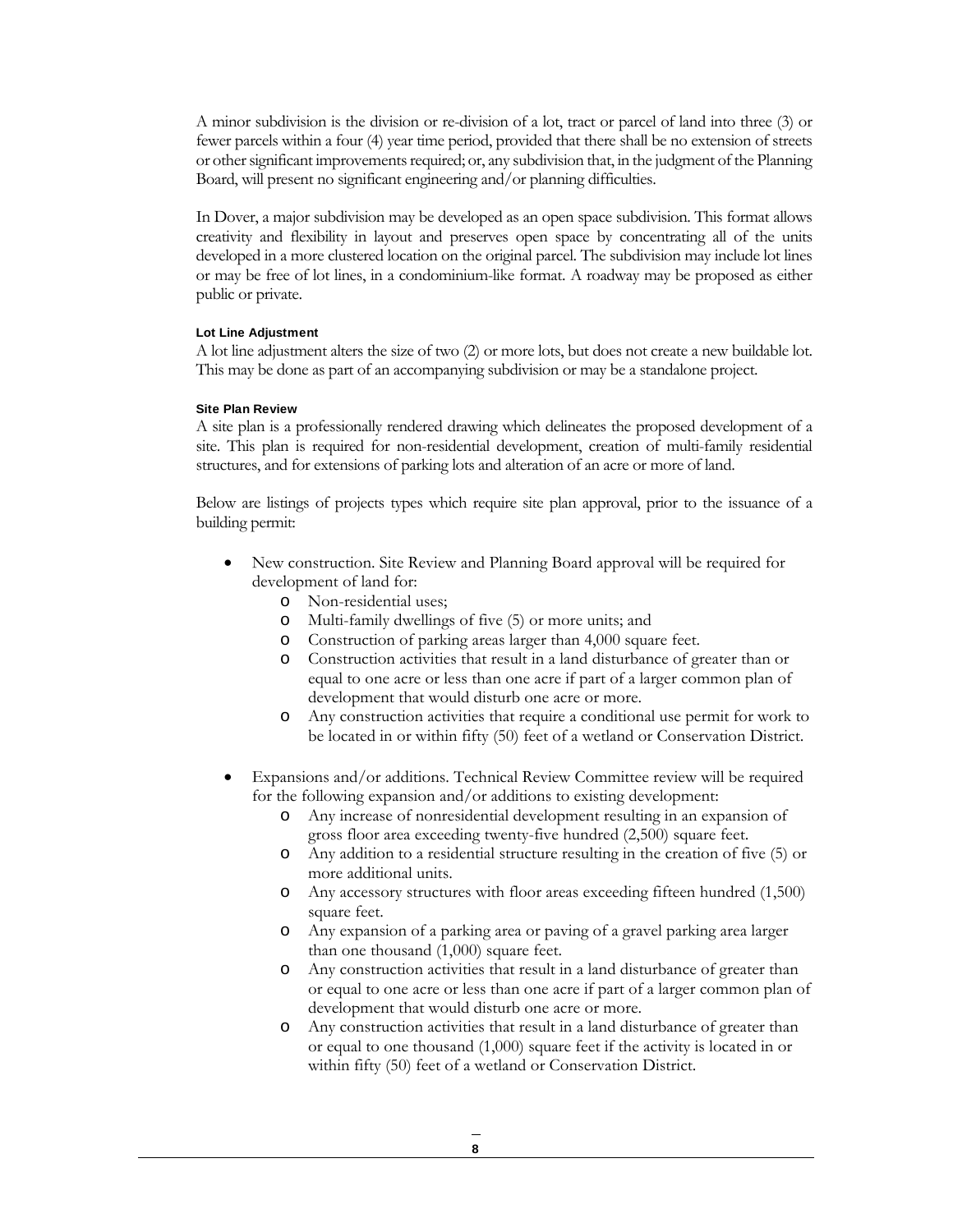A minor subdivision is the division or re-division of a lot, tract or parcel of land into three (3) or fewer parcels within a four (4) year time period, provided that there shall be no extension of streets or other significant improvements required; or, any subdivision that, in the judgment of the Planning Board, will present no significant engineering and/or planning difficulties.

In Dover, a major subdivision may be developed as an open space subdivision. This format allows creativity and flexibility in layout and preserves open space by concentrating all of the units developed in a more clustered location on the original parcel. The subdivision may include lot lines or may be free of lot lines, in a condominium-like format. A roadway may be proposed as either public or private.

#### Lot Line Adjustment

A lot line adjustment alters the size of two (2) or more lots, but does not create a new buildable lot. This may be done as part of an accompanying subdivision or may be a standalone project.

#### Site Plan Review

A site plan is a professionally rendered drawing which delineates the proposed development of a site. This plan is required for non-residential development, creation of multi-family residential structures, and for extensions of parking lots and alteration of an acre or more of land.

Below are listings of projects types which require site plan approval, prior to the issuance of a building permit:

- New construction. Site Review and Planning Board approval will be required for development of land for:
  - Non-residential uses;
  - Multi-family dwellings of five (5) or more units; and
  - Construction of parking areas larger than 4,000 square feet.
  - Construction activities that result in a land disturbance of greater than or equal to one acre or less than one acre if part of a larger common plan of development that would disturb one acre or more.
  - Any construction activities that require a conditional use permit for work to be located in or within fifty (50) feet of a wetland or Conservation District.
- Expansions and/or additions. Technical Review Committee review will be required for the following expansion and/or additions to existing development:
  - Any increase of nonresidential development resulting in an expansion of gross floor area exceeding twenty-five hundred (2,500) square feet.
  - Any addition to a residential structure resulting in the creation of five (5) or more additional units.
  - Any accessory structures with floor areas exceeding fifteen hundred (1,500) square feet.
  - Any expansion of a parking area or paving of a gravel parking area larger than one thousand (1,000) square feet.
  - Any construction activities that result in a land disturbance of greater than or equal to one acre or less than one acre if part of a larger common plan of development that would disturb one acre or more.
  - Any construction activities that result in a land disturbance of greater than or equal to one thousand (1,000) square feet if the activity is located in or within fifty (50) feet of a wetland or Conservation District.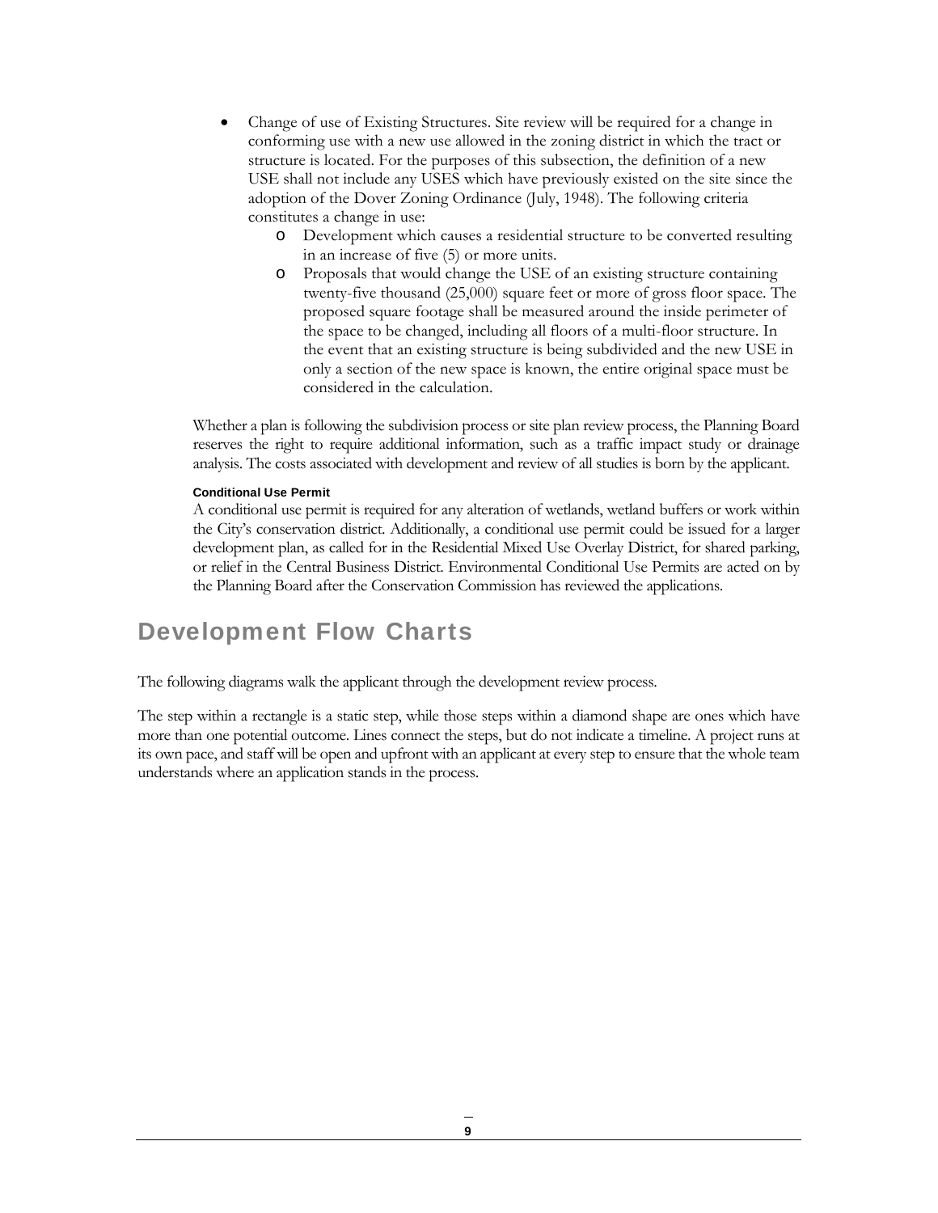- Change of use of Existing Structures. Site review will be required for a change in conforming use with a new use allowed in the zoning district in which the tract or structure is located. For the purposes of this subsection, the definition of a new USE shall not include any USES which have previously existed on the site since the adoption of the Dover Zoning Ordinance (July, 1948). The following criteria constitutes a change in use:
  - Development which causes a residential structure to be converted resulting in an increase of five (5) or more units.
  - Proposals that would change the USE of an existing structure containing twenty-five thousand (25,000) square feet or more of gross floor space. The proposed square footage shall be measured around the inside perimeter of the space to be changed, including all floors of a multi-floor structure. In the event that an existing structure is being subdivided and the new USE in only a section of the new space is known, the entire original space must be considered in the calculation.

Whether a plan is following the subdivision process or site plan review process, the Planning Board reserves the right to require additional information, such as a traffic impact study or drainage analysis. The costs associated with development and review of all studies is born by the applicant.

#### Conditional Use Permit

A conditional use permit is required for any alteration of wetlands, wetland buffers or work within the City's conservation district. Additionally, a conditional use permit could be issued for a larger development plan, as called for in the Residential Mixed Use Overlay District, for shared parking, or relief in the Central Business District. Environmental Conditional Use Permits are acted on by the Planning Board after the Conservation Commission has reviewed the applications.

## Development Flow Charts

The following diagrams walk the applicant through the development review process.

The step within a rectangle is a static step, while those steps within a diamond shape are ones which have more than one potential outcome. Lines connect the steps, but do not indicate a timeline. A project runs at its own pace, and staff will be open and upfront with an applicant at every step to ensure that the whole team understands where an application stands in the process.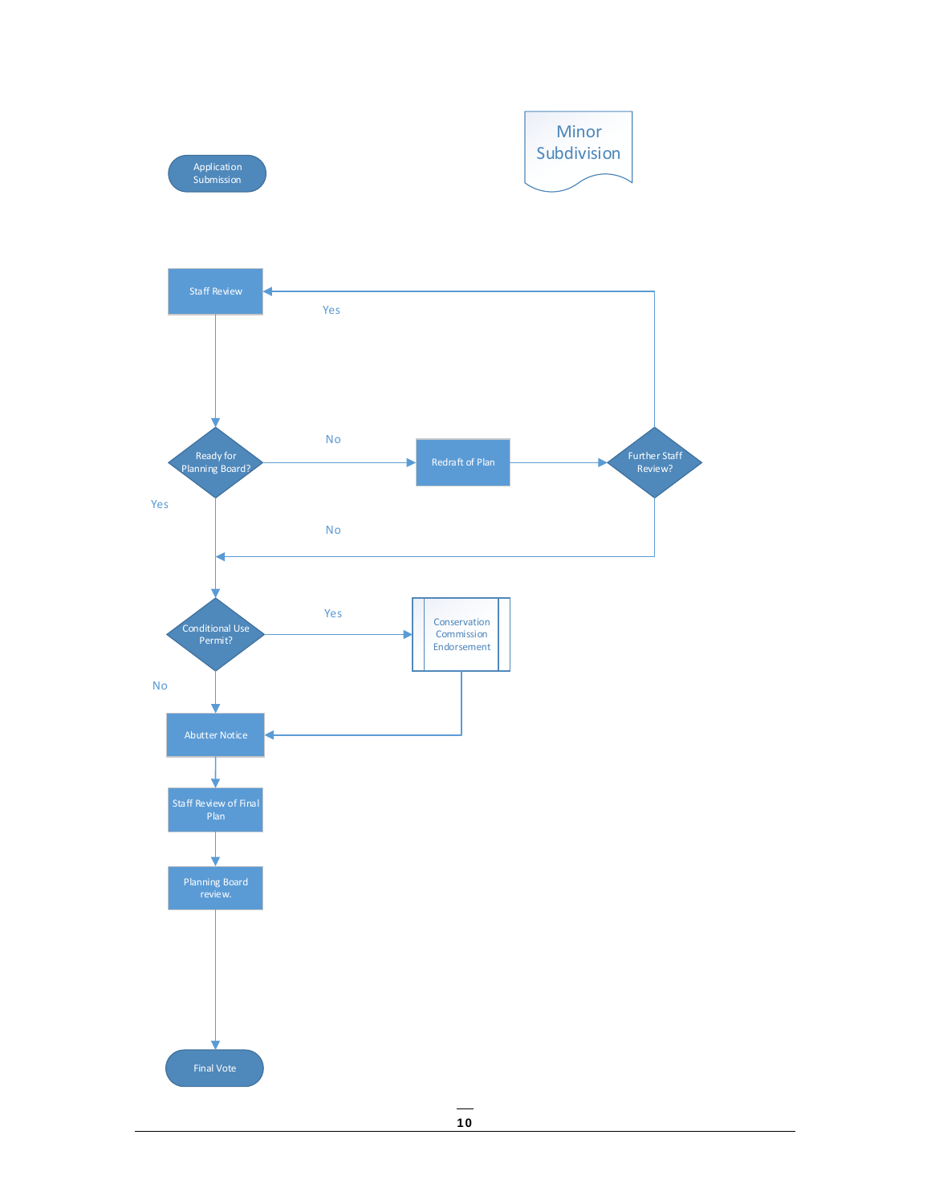# Minor Subdivision

Application Submission

Staff Review

Ready for Planning Board?

- No → Redraft of Plan → Further Staff Review?
  - Yes → Staff Review
  - No → Conditional Use Permit?
- Yes → Conditional Use Permit?

Conditional Use Permit?

- Yes → Conservation Commission Endorsement → Abutter Notice
- No → Abutter Notice

Abutter Notice

Staff Review of Final Plan

Planning Board review.

Final Vote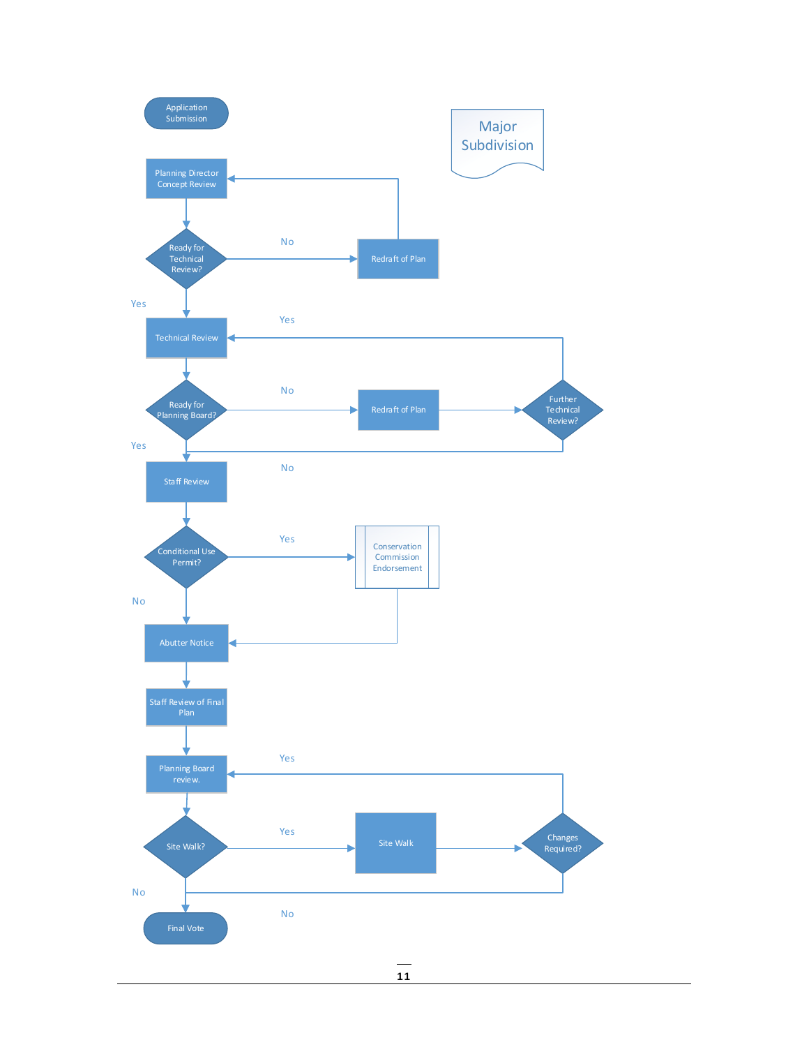# Major Subdivision

Application Submission

Planning Director Concept Review

Ready for Technical Review?

No

Redraft of Plan

Yes

Technical Review

Yes

Ready for Planning Board?

No

Redraft of Plan

Further Technical Review?

Yes

No

Staff Review

Conditional Use Permit?

Yes

Conservation Commission Endorsement

No

Abutter Notice

Staff Review of Final Plan

Planning Board review.

Yes

Site Walk?

Yes

Site Walk

Changes Required?

No

No

Final Vote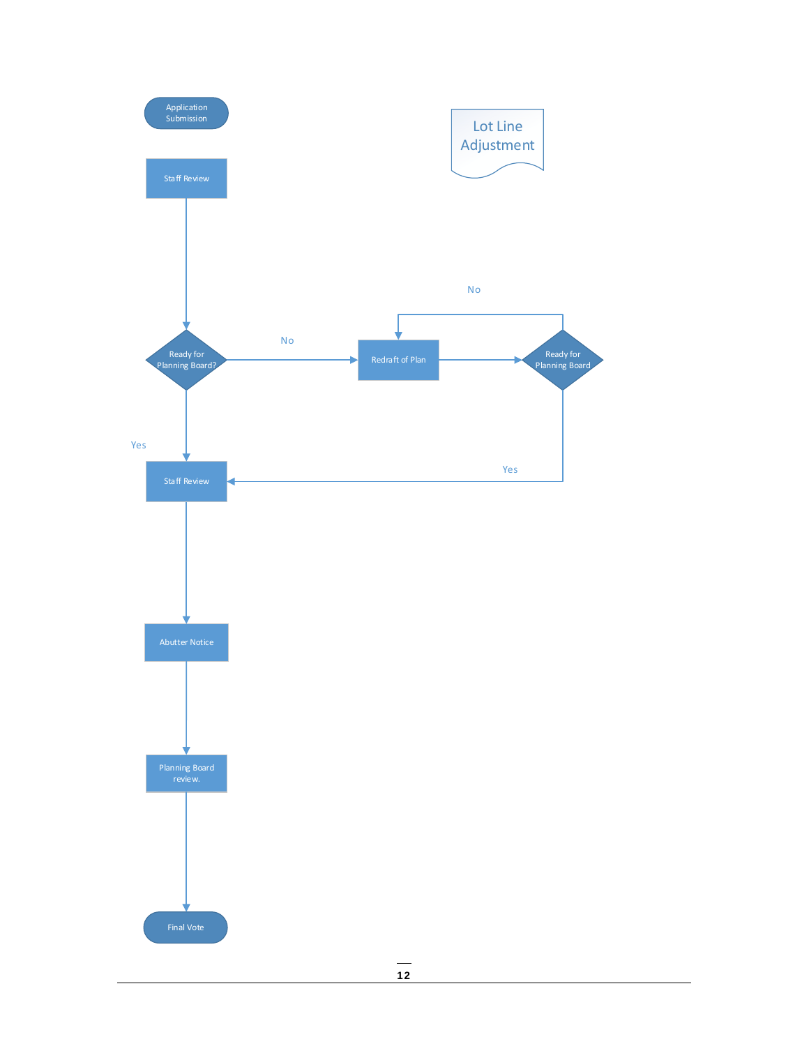# Lot Line Adjustment

Application Submission

Staff Review

Ready for Planning Board?

No

Redraft of Plan

Ready for Planning Board

No

Yes

Yes

Staff Review

Abutter Notice

Planning Board review.

Final Vote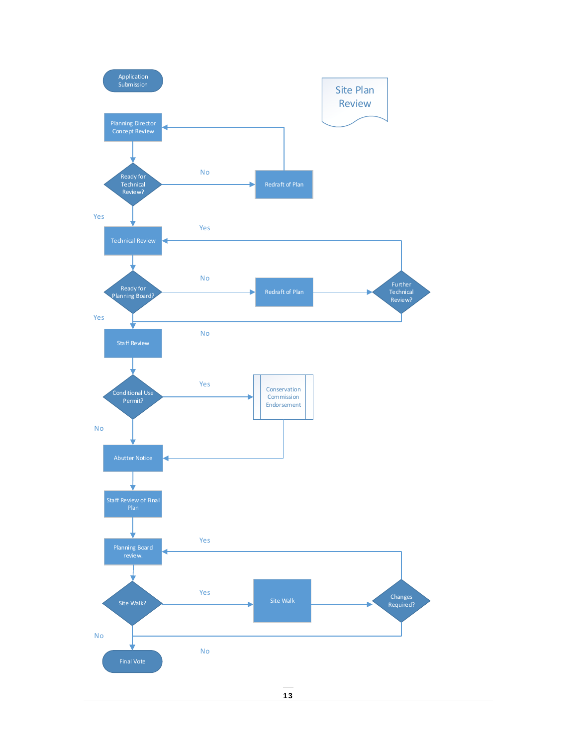# Site Plan Review

Application Submission

Planning Director Concept Review

Ready for Technical Review?

No

Redraft of Plan

Yes

Technical Review

Yes

Ready for Planning Board?

No

Redraft of Plan

Further Technical Review?

Yes

No

Staff Review

Conditional Use Permit?

Yes

Conservation Commission Endorsement

No

Abutter Notice

Staff Review of Final Plan

Planning Board review.

Yes

Site Walk?

Yes

Site Walk

Changes Required?

No

No

Final Vote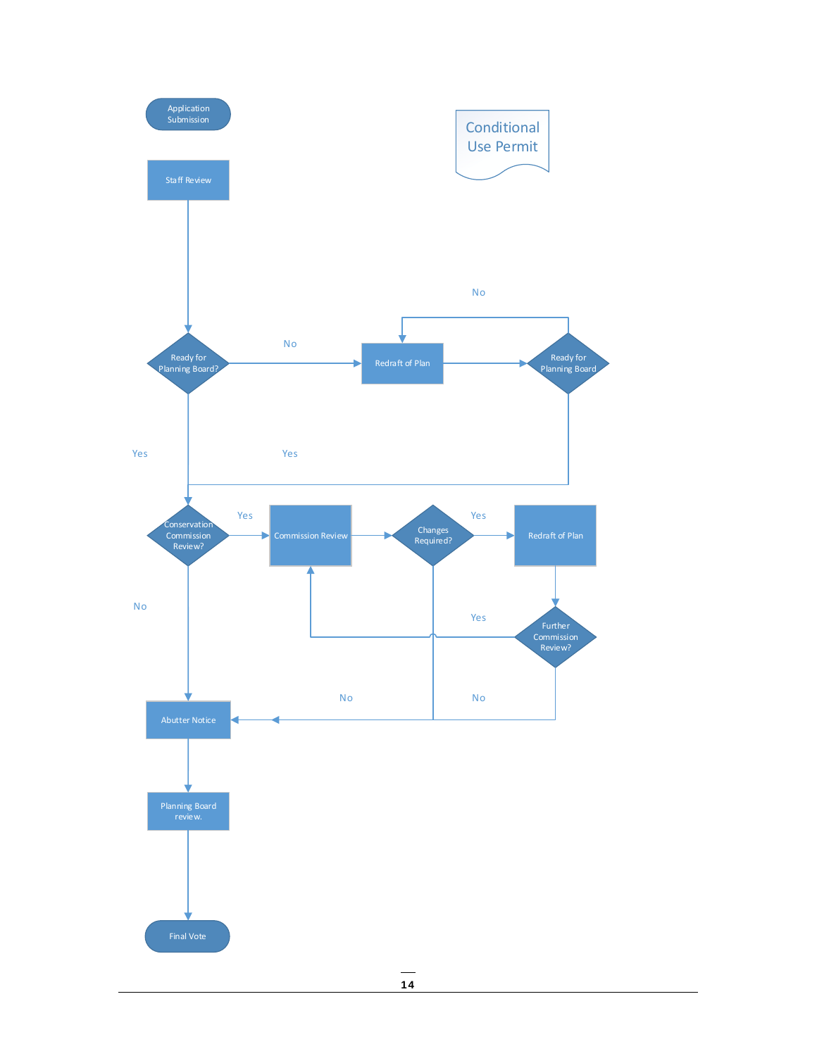# Conditional Use Permit

Application Submission

Staff Review

Ready for Planning Board?

No

Redraft of Plan

Ready for Planning Board

No

Yes

Yes

Conservation Commission Review?

Yes

Commission Review

Changes Required?

Yes

Redraft of Plan

No

Yes

Further Commission Review?

No

No

Abutter Notice

Planning Board review.

Final Vote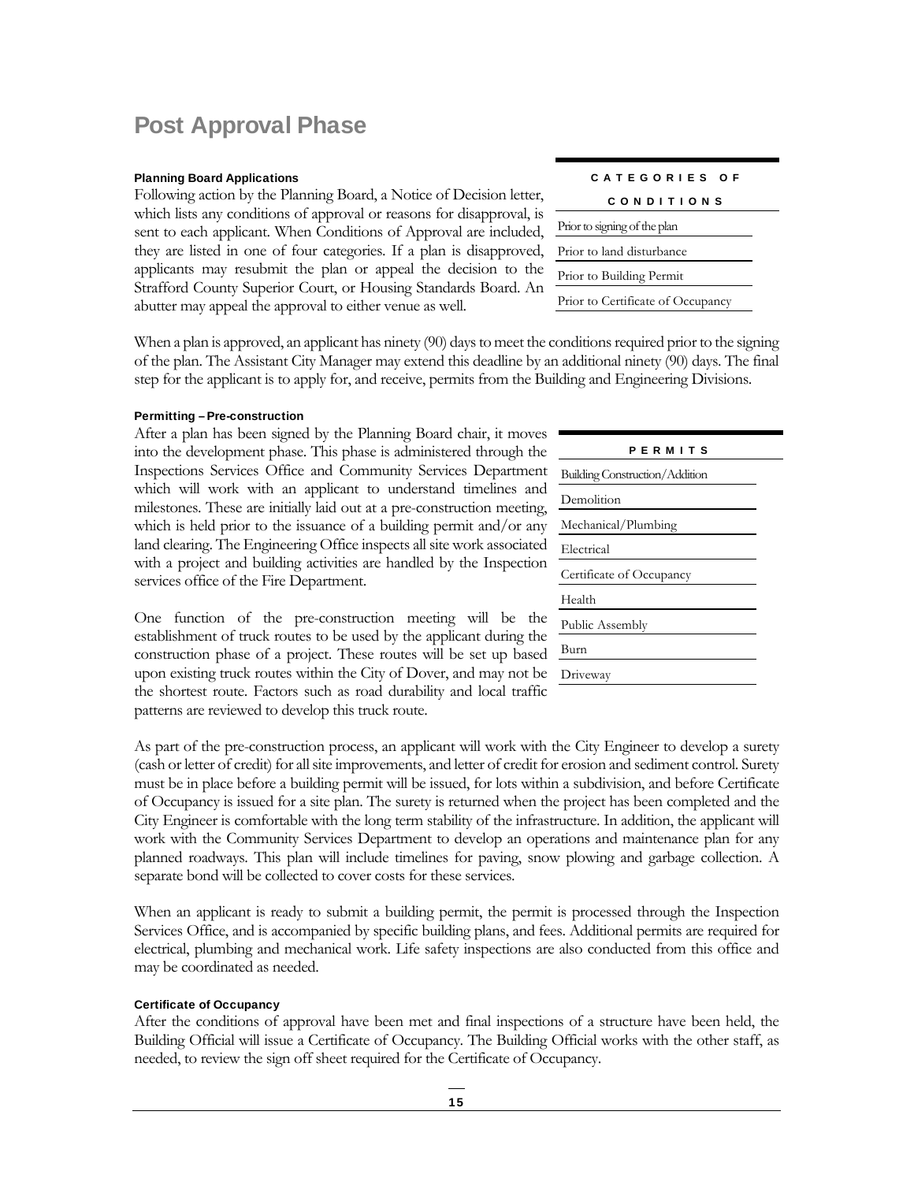# Post Approval Phase

### Planning Board Applications

Following action by the Planning Board, a Notice of Decision letter, which lists any conditions of approval or reasons for disapproval, is sent to each applicant. When Conditions of Approval are included, they are listed in one of four categories. If a plan is disapproved, applicants may resubmit the plan or appeal the decision to the Strafford County Superior Court, or Housing Standards Board. An abutter may appeal the approval to either venue as well.

| CATEGORIES OF CONDITIONS |
| --- |
| Prior to signing of the plan |
| Prior to land disturbance |
| Prior to Building Permit |
| Prior to Certificate of Occupancy |

When a plan is approved, an applicant has ninety (90) days to meet the conditions required prior to the signing of the plan. The Assistant City Manager may extend this deadline by an additional ninety (90) days. The final step for the applicant is to apply for, and receive, permits from the Building and Engineering Divisions.

### Permitting – Pre-construction

After a plan has been signed by the Planning Board chair, it moves into the development phase. This phase is administered through the Inspections Services Office and Community Services Department which will work with an applicant to understand timelines and milestones. These are initially laid out at a pre-construction meeting, which is held prior to the issuance of a building permit and/or any land clearing. The Engineering Office inspects all site work associated with a project and building activities are handled by the Inspection services office of the Fire Department.

| PERMITS |
| --- |
| Building Construction/Addition |
| Demolition |
| Mechanical/Plumbing |
| Electrical |
| Certificate of Occupancy |
| Health |
| Public Assembly |
| Burn |
| Driveway |

One function of the pre-construction meeting will be the establishment of truck routes to be used by the applicant during the construction phase of a project. These routes will be set up based upon existing truck routes within the City of Dover, and may not be the shortest route. Factors such as road durability and local traffic patterns are reviewed to develop this truck route.

As part of the pre-construction process, an applicant will work with the City Engineer to develop a surety (cash or letter of credit) for all site improvements, and letter of credit for erosion and sediment control. Surety must be in place before a building permit will be issued, for lots within a subdivision, and before Certificate of Occupancy is issued for a site plan. The surety is returned when the project has been completed and the City Engineer is comfortable with the long term stability of the infrastructure. In addition, the applicant will work with the Community Services Department to develop an operations and maintenance plan for any planned roadways. This plan will include timelines for paving, snow plowing and garbage collection. A separate bond will be collected to cover costs for these services.

When an applicant is ready to submit a building permit, the permit is processed through the Inspection Services Office, and is accompanied by specific building plans, and fees. Additional permits are required for electrical, plumbing and mechanical work. Life safety inspections are also conducted from this office and may be coordinated as needed.

### Certificate of Occupancy

After the conditions of approval have been met and final inspections of a structure have been held, the Building Official will issue a Certificate of Occupancy. The Building Official works with the other staff, as needed, to review the sign off sheet required for the Certificate of Occupancy.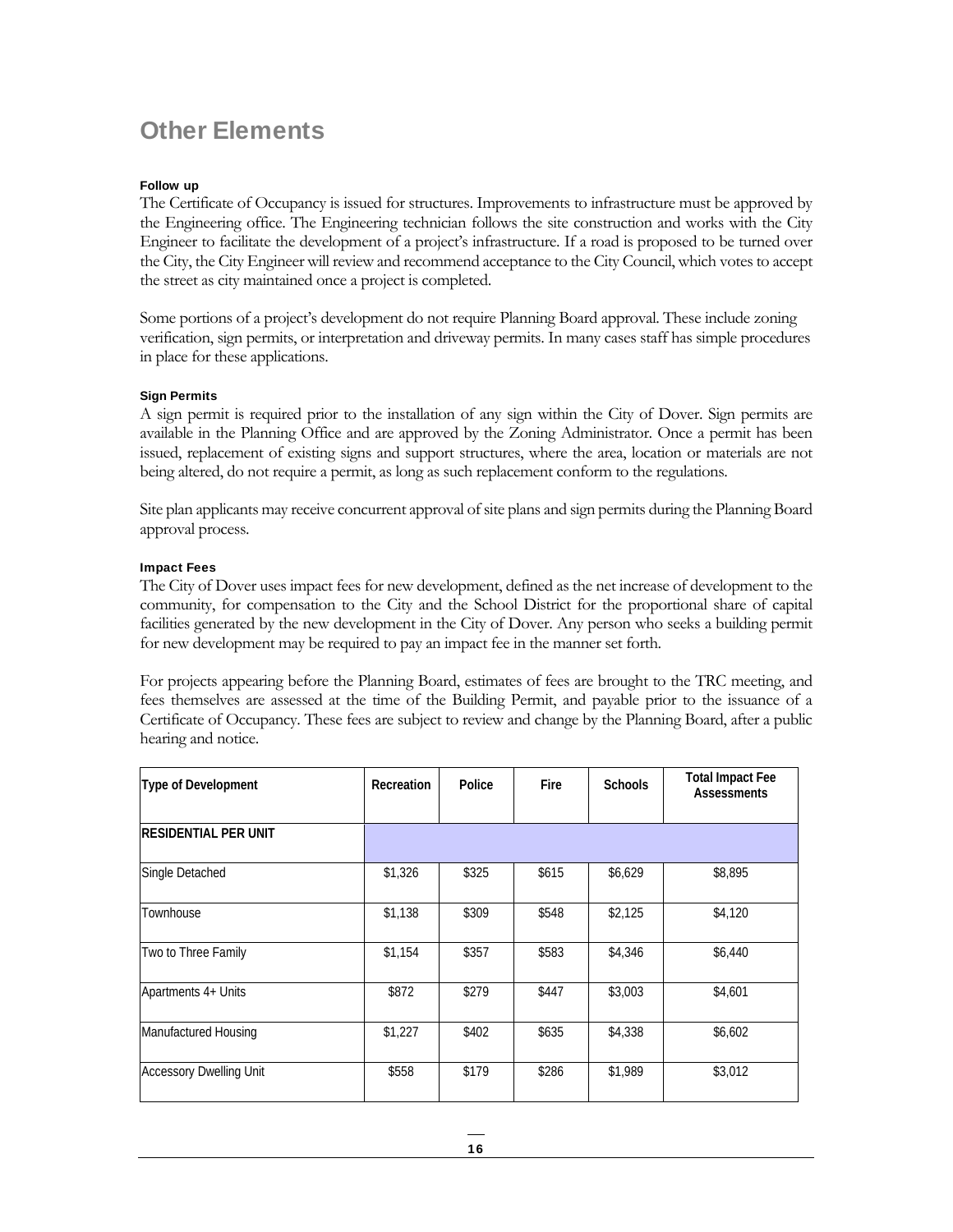# Other Elements

#### Follow up

The Certificate of Occupancy is issued for structures. Improvements to infrastructure must be approved by the Engineering office. The Engineering technician follows the site construction and works with the City Engineer to facilitate the development of a project's infrastructure. If a road is proposed to be turned over the City, the City Engineer will review and recommend acceptance to the City Council, which votes to accept the street as city maintained once a project is completed.

Some portions of a project's development do not require Planning Board approval. These include zoning verification, sign permits, or interpretation and driveway permits. In many cases staff has simple procedures in place for these applications.

#### Sign Permits

A sign permit is required prior to the installation of any sign within the City of Dover. Sign permits are available in the Planning Office and are approved by the Zoning Administrator. Once a permit has been issued, replacement of existing signs and support structures, where the area, location or materials are not being altered, do not require a permit, as long as such replacement conform to the regulations.

Site plan applicants may receive concurrent approval of site plans and sign permits during the Planning Board approval process.

#### Impact Fees

The City of Dover uses impact fees for new development, defined as the net increase of development to the community, for compensation to the City and the School District for the proportional share of capital facilities generated by the new development in the City of Dover. Any person who seeks a building permit for new development may be required to pay an impact fee in the manner set forth.

For projects appearing before the Planning Board, estimates of fees are brought to the TRC meeting, and fees themselves are assessed at the time of the Building Permit, and payable prior to the issuance of a Certificate of Occupancy. These fees are subject to review and change by the Planning Board, after a public hearing and notice.

| Type of Development | Recreation | Police | Fire | Schools | Total Impact Fee Assessments |
|---|---|---|---|---|---|
| RESIDENTIAL PER UNIT | | | | | |
| Single Detached | $1,326 | $325 | $615 | $6,629 | $8,895 |
| Townhouse | $1,138 | $309 | $548 | $2,125 | $4,120 |
| Two to Three Family | $1,154 | $357 | $583 | $4,346 | $6,440 |
| Apartments 4+ Units | $872 | $279 | $447 | $3,003 | $4,601 |
| Manufactured Housing | $1,227 | $402 | $635 | $4,338 | $6,602 |
| Accessory Dwelling Unit | $558 | $179 | $286 | $1,989 | $3,012 |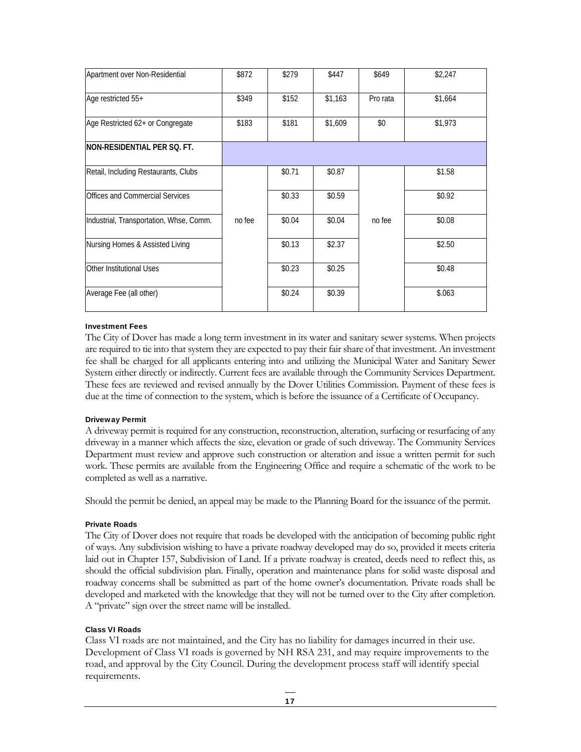| Apartment over Non-Residential | $872 | $279 | $447 | $649 | $2,247 |
|---|---|---|---|---|---|
| Age restricted 55+ | $349 | $152 | $1,163 | Pro rata | $1,664 |
| Age Restricted 62+ or Congregate | $183 | $181 | $1,609 | $0 | $1,973 |
| **NON-RESIDENTIAL PER SQ. FT.** | | | | | |
| Retail, Including Restaurants, Clubs | no fee | $0.71 | $0.87 | no fee | $1.58 |
| Offices and Commercial Services | | $0.33 | $0.59 | | $0.92 |
| Industrial, Transportation, Whse, Comm. | | $0.04 | $0.04 | | $0.08 |
| Nursing Homes & Assisted Living | | $0.13 | $2.37 | | $2.50 |
| Other Institutional Uses | | $0.23 | $0.25 | | $0.48 |
| Average Fee (all other) | | $0.24 | $0.39 | | $.063 |

#### Investment Fees

The City of Dover has made a long term investment in its water and sanitary sewer systems. When projects are required to tie into that system they are expected to pay their fair share of that investment. An investment fee shall be charged for all applicants entering into and utilizing the Municipal Water and Sanitary Sewer System either directly or indirectly. Current fees are available through the Community Services Department. These fees are reviewed and revised annually by the Dover Utilities Commission. Payment of these fees is due at the time of connection to the system, which is before the issuance of a Certificate of Occupancy.

#### Driveway Permit

A driveway permit is required for any construction, reconstruction, alteration, surfacing or resurfacing of any driveway in a manner which affects the size, elevation or grade of such driveway. The Community Services Department must review and approve such construction or alteration and issue a written permit for such work. These permits are available from the Engineering Office and require a schematic of the work to be completed as well as a narrative.

Should the permit be denied, an appeal may be made to the Planning Board for the issuance of the permit.

#### Private Roads

The City of Dover does not require that roads be developed with the anticipation of becoming public right of ways. Any subdivision wishing to have a private roadway developed may do so, provided it meets criteria laid out in Chapter 157, Subdivision of Land. If a private roadway is created, deeds need to reflect this, as should the official subdivision plan. Finally, operation and maintenance plans for solid waste disposal and roadway concerns shall be submitted as part of the home owner's documentation. Private roads shall be developed and marketed with the knowledge that they will not be turned over to the City after completion. A "private" sign over the street name will be installed.

#### Class VI Roads

Class VI roads are not maintained, and the City has no liability for damages incurred in their use. Development of Class VI roads is governed by NH RSA 231, and may require improvements to the road, and approval by the City Council. During the development process staff will identify special requirements.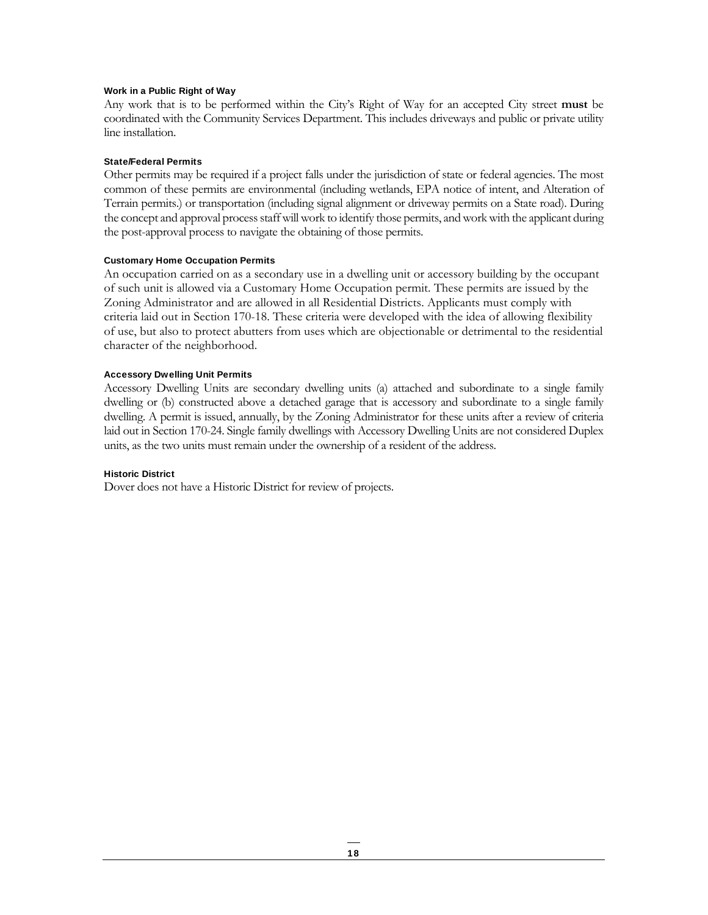### Work in a Public Right of Way

Any work that is to be performed within the City's Right of Way for an accepted City street **must** be coordinated with the Community Services Department. This includes driveways and public or private utility line installation.

### State/Federal Permits

Other permits may be required if a project falls under the jurisdiction of state or federal agencies. The most common of these permits are environmental (including wetlands, EPA notice of intent, and Alteration of Terrain permits.) or transportation (including signal alignment or driveway permits on a State road). During the concept and approval process staff will work to identify those permits, and work with the applicant during the post-approval process to navigate the obtaining of those permits.

### Customary Home Occupation Permits

An occupation carried on as a secondary use in a dwelling unit or accessory building by the occupant of such unit is allowed via a Customary Home Occupation permit. These permits are issued by the Zoning Administrator and are allowed in all Residential Districts. Applicants must comply with criteria laid out in Section 170-18. These criteria were developed with the idea of allowing flexibility of use, but also to protect abutters from uses which are objectionable or detrimental to the residential character of the neighborhood.

### Accessory Dwelling Unit Permits

Accessory Dwelling Units are secondary dwelling units (a) attached and subordinate to a single family dwelling or (b) constructed above a detached garage that is accessory and subordinate to a single family dwelling. A permit is issued, annually, by the Zoning Administrator for these units after a review of criteria laid out in Section 170-24. Single family dwellings with Accessory Dwelling Units are not considered Duplex units, as the two units must remain under the ownership of a resident of the address.

### Historic District

Dover does not have a Historic District for review of projects.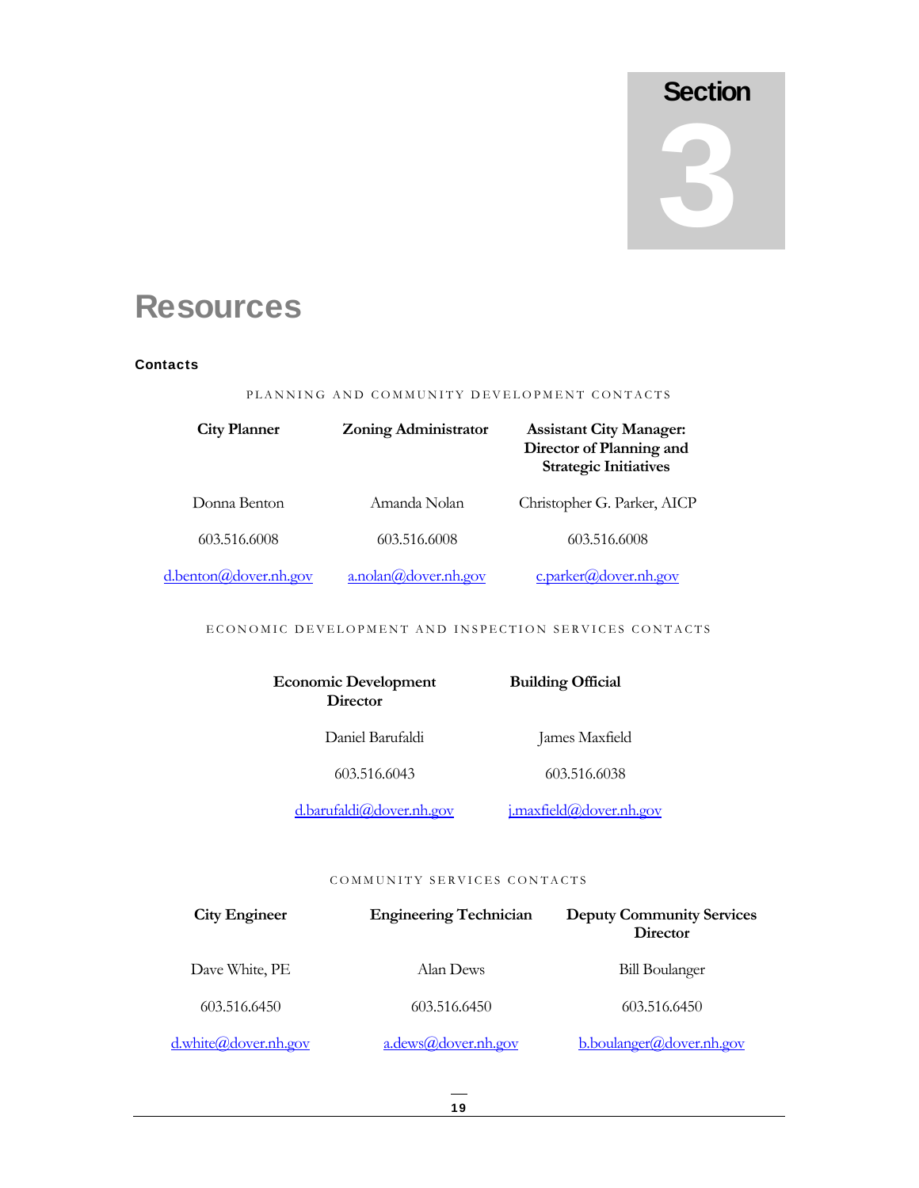# Section 3

# Resources

### Contacts

PLANNING AND COMMUNITY DEVELOPMENT CONTACTS

| City Planner | Zoning Administrator | Assistant City Manager: Director of Planning and Strategic Initiatives |
|---|---|---|
| Donna Benton | Amanda Nolan | Christopher G. Parker, AICP |
| 603.516.6008 | 603.516.6008 | 603.516.6008 |
| d.benton@dover.nh.gov | a.nolan@dover.nh.gov | c.parker@dover.nh.gov |

ECONOMIC DEVELOPMENT AND INSPECTION SERVICES CONTACTS

| Economic Development Director | Building Official |
|---|---|
| Daniel Barufaldi | James Maxfield |
| 603.516.6043 | 603.516.6038 |
| d.barufaldi@dover.nh.gov | j.maxfield@dover.nh.gov |

COMMUNITY SERVICES CONTACTS

| City Engineer | Engineering Technician | Deputy Community Services Director |
|---|---|---|
| Dave White, PE | Alan Dews | Bill Boulanger |
| 603.516.6450 | 603.516.6450 | 603.516.6450 |
| d.white@dover.nh.gov | a.dews@dover.nh.gov | b.boulanger@dover.nh.gov |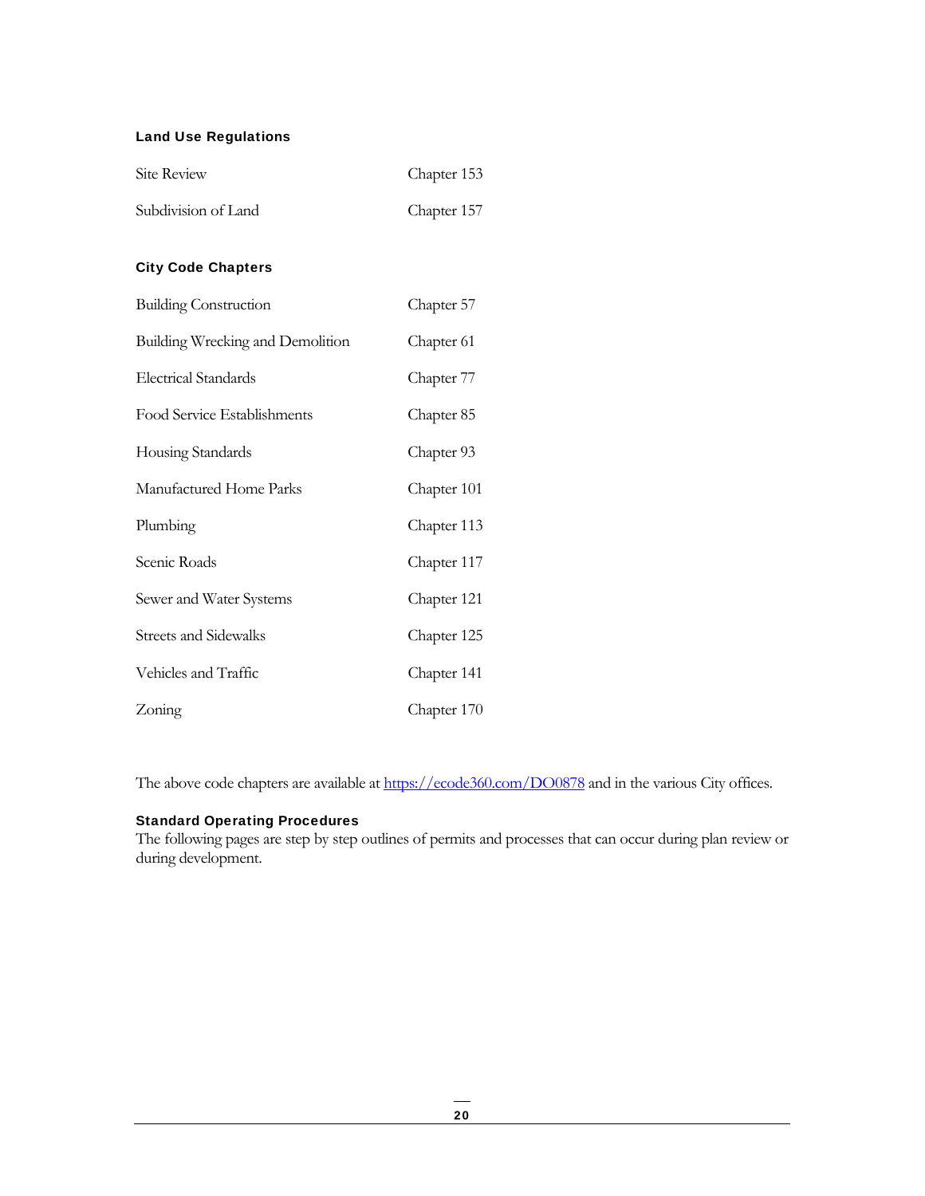### Land Use Regulations

| | |
|---|---|
| Site Review | Chapter 153 |
| Subdivision of Land | Chapter 157 |

### City Code Chapters

| | |
|---|---|
| Building Construction | Chapter 57 |
| Building Wrecking and Demolition | Chapter 61 |
| Electrical Standards | Chapter 77 |
| Food Service Establishments | Chapter 85 |
| Housing Standards | Chapter 93 |
| Manufactured Home Parks | Chapter 101 |
| Plumbing | Chapter 113 |
| Scenic Roads | Chapter 117 |
| Sewer and Water Systems | Chapter 121 |
| Streets and Sidewalks | Chapter 125 |
| Vehicles and Traffic | Chapter 141 |
| Zoning | Chapter 170 |

The above code chapters are available at [https://ecode360.com/DO0878](https://ecode360.com/DO0878) and in the various City offices.

### Standard Operating Procedures

The following pages are step by step outlines of permits and processes that can occur during plan review or during development.